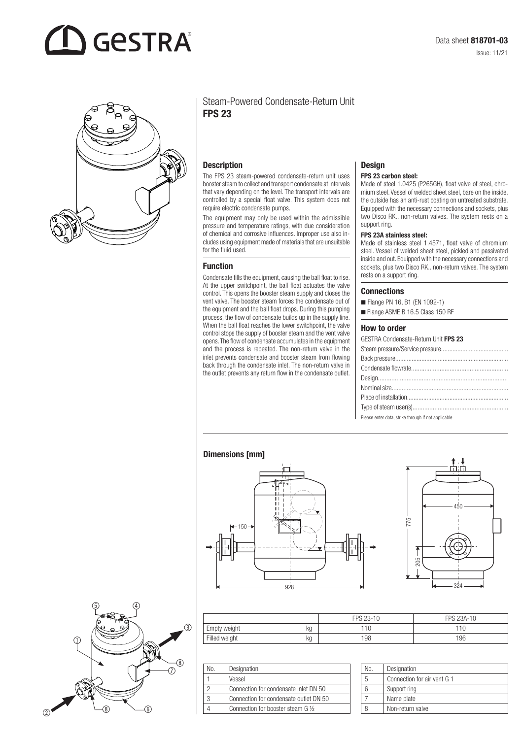Data sheet **818701-03**
Issue: 11/21

# Steam-Powered Condensate-Return Unit
# FPS 23

## Description

The FPS 23 steam-powered condensate-return unit uses booster steam to collect and transport condensate at intervals that vary depending on the level. The transport intervals are controlled by a special float valve. This system does not require electric condensate pumps.

The equipment may only be used within the admissible pressure and temperature ratings, with due consideration of chemical and corrosive influences. Improper use also includes using equipment made of materials that are unsuitable for the fluid used.

## Function

Condensate fills the equipment, causing the ball float to rise. At the upper switchpoint, the ball float actuates the valve control. This opens the booster steam supply and closes the vent valve. The booster steam forces the condensate out of the equipment and the ball float drops. During this pumping process, the flow of condensate builds up in the supply line. When the ball float reaches the lower switchpoint, the valve control stops the supply of booster steam and the vent valve opens. The flow of condensate accumulates in the equipment and the process is repeated. The non-return valve in the inlet prevents condensate and booster steam from flowing back through the condensate inlet. The non-return valve in the outlet prevents any return flow in the condensate outlet.

## Design

**FPS 23 carbon steel:**
Made of steel 1.0425 (P265GH), float valve of steel, chromium steel. Vessel of welded sheet steel, bare on the inside, the outside has an anti-rust coating on untreated substrate. Equipped with the necessary connections and sockets, plus two Disco RK.. non-return valves. The system rests on a support ring.

**FPS 23A stainless steel:**
Made of stainless steel 1.4571, float valve of chromium steel. Vessel of welded sheet steel, pickled and passivated inside and out. Equipped with the necessary connections and sockets, plus two Disco RK.. non-return valves. The system rests on a support ring.

## Connections

- Flange PN 16, B1 (EN 1092-1)
- Flange ASME B 16.5 Class 150 RF

## How to order

GESTRA Condensate-Return Unit **FPS 23**

Steam pressure/Service pressure.........................................
Back pressure....................................................................
Condensate flowrate..........................................................
Design...............................................................................
Nominal size......................................................................
Place of installation...........................................................
Type of steam user(s).........................................................

Please enter data, strike through if not applicable.

## Dimensions [mm]

150, 928, 775, 205, 450, 324

| | | FPS 23-10 | FPS 23A-10 |
|---|---|---|---|
| Empty weight | kg | 110 | 110 |
| Filled weight | kg | 198 | 196 |

| No. | Designation |
|---|---|
| 1 | Vessel |
| 2 | Connection for condensate inlet DN 50 |
| 3 | Connection for condensate outlet DN 50 |
| 4 | Connection for booster steam G ½ |
| 5 | Connection for air vent G 1 |
| 6 | Support ring |
| 7 | Name plate |
| 8 | Non-return valve |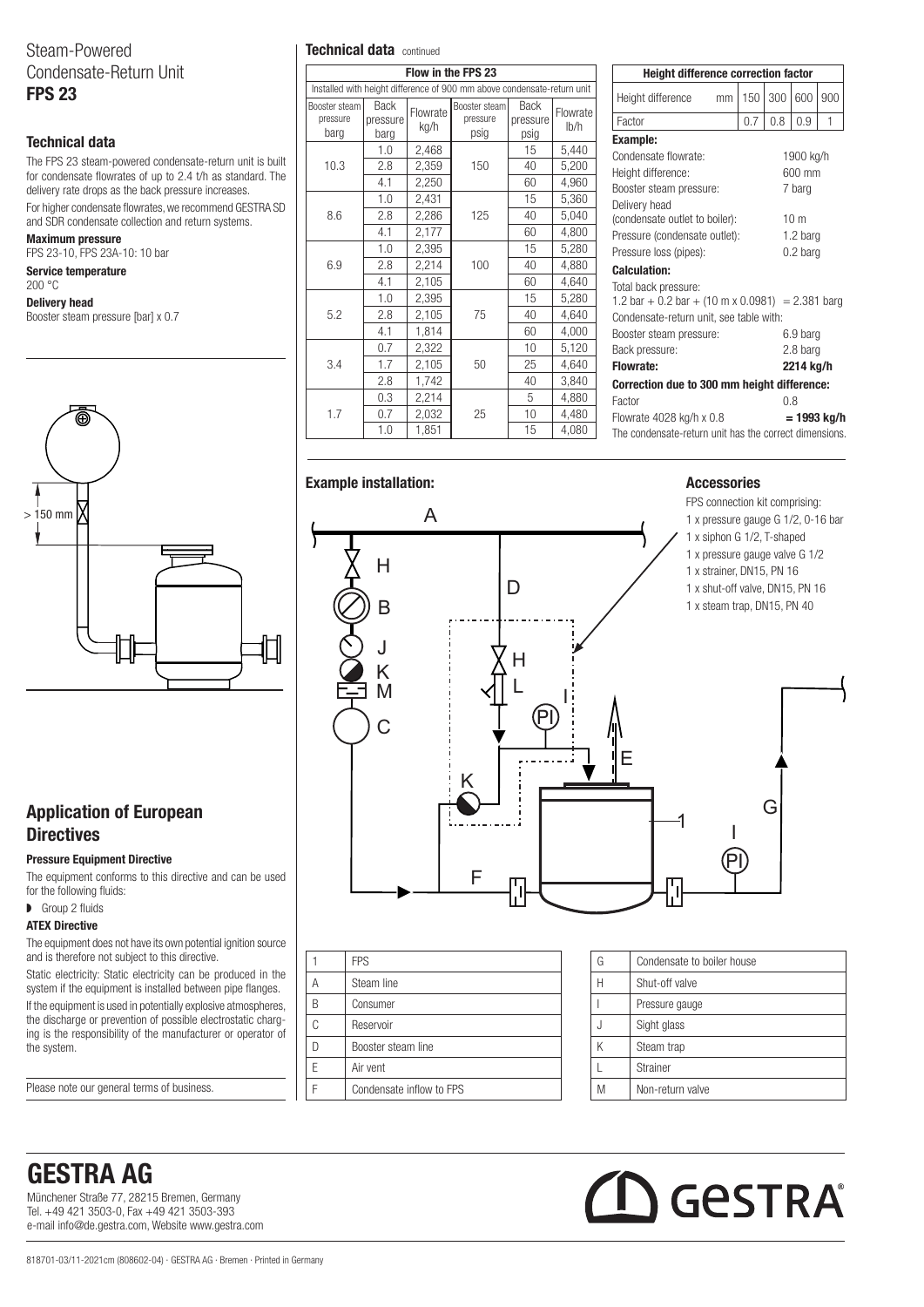# Steam-Powered Condensate-Return Unit
## FPS 23

### Technical data

The FPS 23 steam-powered condensate-return unit is built for condensate flowrates of up to 2.4 t/h as standard. The delivery rate drops as the back pressure increases.

For higher condensate flowrates, we recommend GESTRA SD and SDR condensate collection and return systems.

**Maximum pressure**
FPS 23-10, FPS 23A-10: 10 bar

**Service temperature**
200 °C

**Delivery head**
Booster steam pressure [bar] x 0.7

> 150 mm

## Application of European Directives

**Pressure Equipment Directive**

The equipment conforms to this directive and can be used for the following fluids:

- Group 2 fluids

**ATEX Directive**

The equipment does not have its own potential ignition source and is therefore not subject to this directive.

Static electricity: Static electricity can be produced in the system if the equipment is installed between pipe flanges.

If the equipment is used in potentially explosive atmospheres, the discharge or prevention of possible electrostatic charging is the responsibility of the manufacturer or operator of the system.

Please note our general terms of business.

### Technical data continued

| Flow in the FPS 23 | | | | | |
|---|---|---|---|---|---|
| Installed with height difference of 900 mm above condensate-return unit | | | | | |
| Booster steam pressure barg | Back pressure barg | Flowrate kg/h | Booster steam pressure psig | Back pressure psig | Flowrate lb/h |
| 10.3 | 1.0 | 2,468 | 150 | 15 | 5,440 |
| | 2.8 | 2,359 | | 40 | 5,200 |
| | 4.1 | 2,250 | | 60 | 4,960 |
| 8.6 | 1.0 | 2,431 | 125 | 15 | 5,360 |
| | 2.8 | 2,286 | | 40 | 5,040 |
| | 4.1 | 2,177 | | 60 | 4,800 |
| 6.9 | 1.0 | 2,395 | 100 | 15 | 5,280 |
| | 2.8 | 2,214 | | 40 | 4,880 |
| | 4.1 | 2,105 | | 60 | 4,640 |
| 5.2 | 1.0 | 2,395 | 75 | 15 | 5,280 |
| | 2.8 | 2,105 | | 40 | 4,640 |
| | 4.1 | 1,814 | | 60 | 4,000 |
| 3.4 | 0.7 | 2,322 | 50 | 10 | 5,120 |
| | 1.7 | 2,105 | | 25 | 4,640 |
| | 2.8 | 1,742 | | 40 | 3,840 |
| 1.7 | 0.3 | 2,214 | 25 | 5 | 4,880 |
| | 0.7 | 2,032 | | 10 | 4,480 |
| | 1.0 | 1,851 | | 15 | 4,080 |

| Height difference correction factor | | | | |
|---|---|---|---|---|
| Height difference mm | 150 | 300 | 600 | 900 |
| Factor | 0.7 | 0.8 | 0.9 | 1 |

**Example:**

Condensate flowrate: 1900 kg/h
Height difference: 600 mm
Booster steam pressure: 7 barg
Delivery head (condensate outlet to boiler): 10 m
Pressure (condensate outlet): 1.2 barg
Pressure loss (pipes): 0.2 barg

**Calculation:**

Total back pressure:
1.2 bar + 0.2 bar + (10 m x 0.0981) = 2.381 barg

Condensate-return unit, see table with:
Booster steam pressure: 6.9 barg
Back pressure: 2.8 barg
**Flowrate: 2214 kg/h**

**Correction due to 300 mm height difference:**

Factor 0.8
Flowrate 4028 kg/h x 0.8 **= 1993 kg/h**

The condensate-return unit has the correct dimensions.

### Example installation:

### Accessories

FPS connection kit comprising:
1 x pressure gauge G 1/2, 0-16 bar
1 x siphon G 1/2, T-shaped
1 x pressure gauge valve G 1/2
1 x strainer, DN15, PN 16
1 x shut-off valve, DN15, PN 16
1 x steam trap, DN15, PN 40

| | |
|---|---|
| 1 | FPS |
| A | Steam line |
| B | Consumer |
| C | Reservoir |
| D | Booster steam line |
| E | Air vent |
| F | Condensate inflow to FPS |

| | |
|---|---|
| G | Condensate to boiler house |
| H | Shut-off valve |
| I | Pressure gauge |
| J | Sight glass |
| K | Steam trap |
| L | Strainer |
| M | Non-return valve |

## GESTRA AG

Münchener Straße 77, 28215 Bremen, Germany
Tel. +49 421 3503-0, Fax +49 421 3503-393
e-mail info@de.gestra.com, Website www.gestra.com

GESTRA

818701-03/11-2021cm (808602-04) · GESTRA AG · Bremen · Printed in Germany